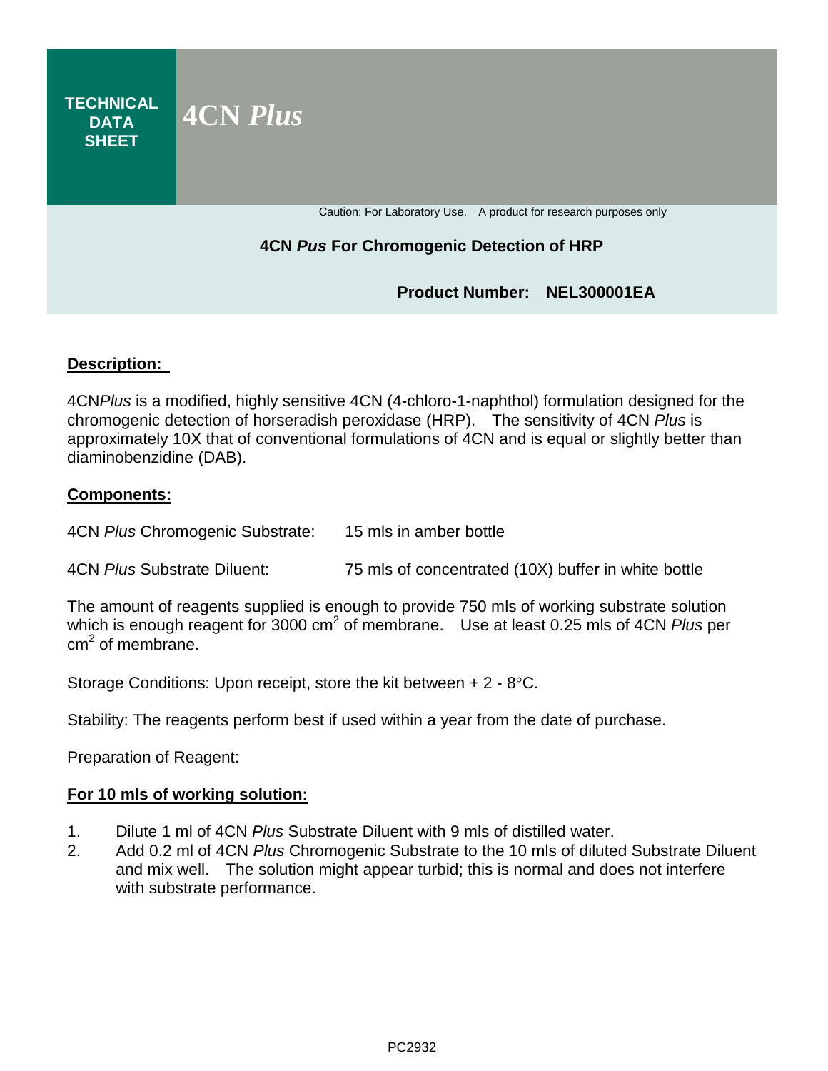# TECHNICAL DATA SHEET

# 4CN *Plus*

Caution: For Laboratory Use. A product for research purposes only

**4CN *Pus* For Chromogenic Detection of HRP**

**Product Number: NEL300001EA**

## Description:

4CN*Plus* is a modified, highly sensitive 4CN (4-chloro-1-naphthol) formulation designed for the chromogenic detection of horseradish peroxidase (HRP). The sensitivity of 4CN *Plus* is approximately 10X that of conventional formulations of 4CN and is equal or slightly better than diaminobenzidine (DAB).

## Components:

| | |
|---|---|
| 4CN *Plus* Chromogenic Substrate: | 15 mls in amber bottle |
| 4CN *Plus* Substrate Diluent: | 75 mls of concentrated (10X) buffer in white bottle |

The amount of reagents supplied is enough to provide 750 mls of working substrate solution which is enough reagent for 3000 $cm^2$ of membrane. Use at least 0.25 mls of 4CN *Plus* per $cm^2$ of membrane.

Storage Conditions: Upon receipt, store the kit between + 2 - 8°C.

Stability: The reagents perform best if used within a year from the date of purchase.

Preparation of Reagent:

## For 10 mls of working solution:

1. Dilute 1 ml of 4CN *Plus* Substrate Diluent with 9 mls of distilled water.
2. Add 0.2 ml of 4CN *Plus* Chromogenic Substrate to the 10 mls of diluted Substrate Diluent and mix well. The solution might appear turbid; this is normal and does not interfere with substrate performance.

PC2932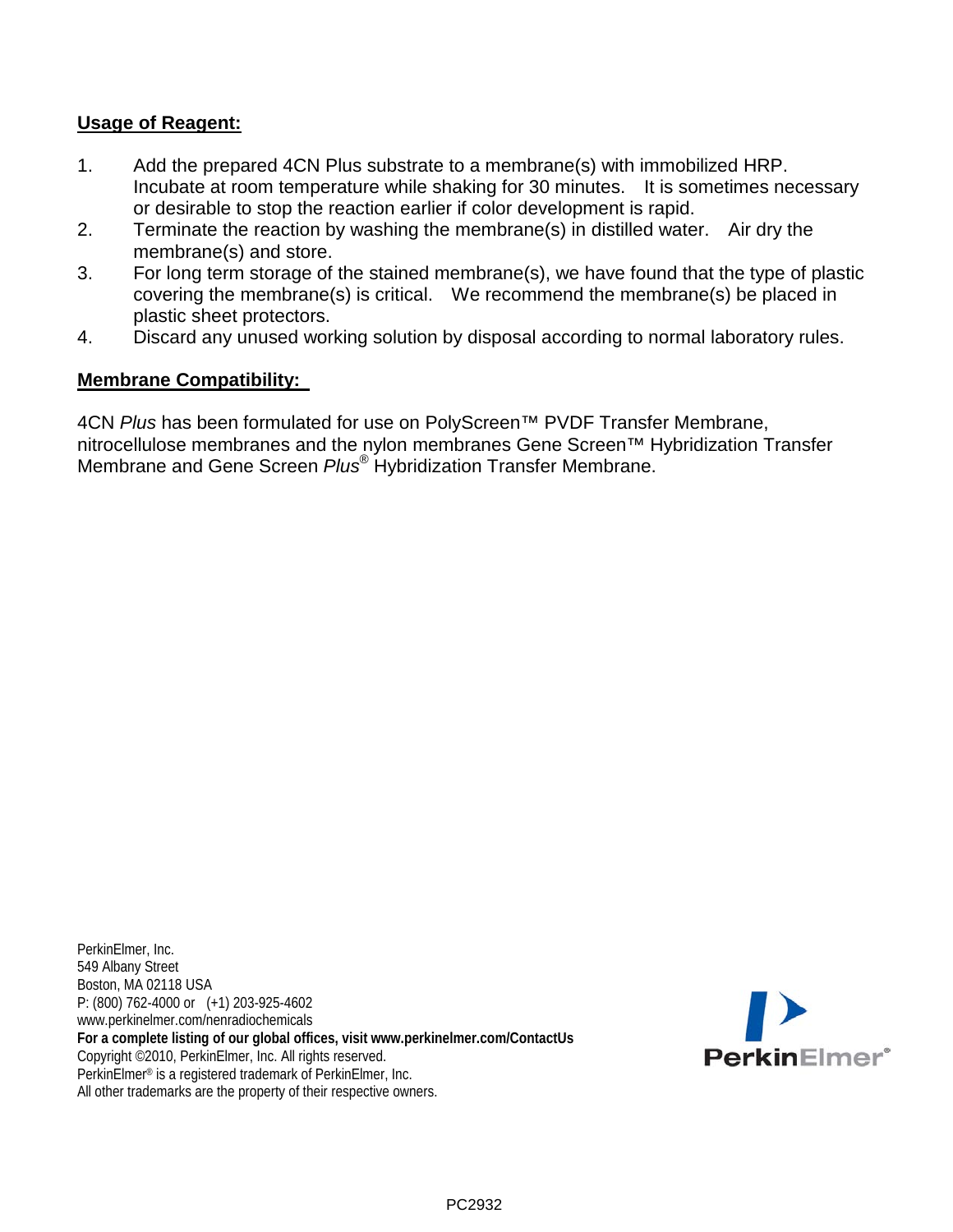## Usage of Reagent:

1. Add the prepared 4CN Plus substrate to a membrane(s) with immobilized HRP. Incubate at room temperature while shaking for 30 minutes. It is sometimes necessary or desirable to stop the reaction earlier if color development is rapid.
2. Terminate the reaction by washing the membrane(s) in distilled water. Air dry the membrane(s) and store.
3. For long term storage of the stained membrane(s), we have found that the type of plastic covering the membrane(s) is critical. We recommend the membrane(s) be placed in plastic sheet protectors.
4. Discard any unused working solution by disposal according to normal laboratory rules.

## Membrane Compatibility:

4CN *Plus* has been formulated for use on PolyScreen™ PVDF Transfer Membrane, nitrocellulose membranes and the nylon membranes Gene Screen™ Hybridization Transfer Membrane and Gene Screen *Plus*® Hybridization Transfer Membrane.

PerkinElmer, Inc.
549 Albany Street
Boston, MA 02118 USA
P: (800) 762-4000 or (+1) 203-925-4602
www.perkinelmer.com/nenradiochemicals
**For a complete listing of our global offices, visit www.perkinelmer.com/ContactUs**
Copyright ©2010, PerkinElmer, Inc. All rights reserved.
PerkinElmer® is a registered trademark of PerkinElmer, Inc.
All other trademarks are the property of their respective owners.

PerkinElmer®

PC2932